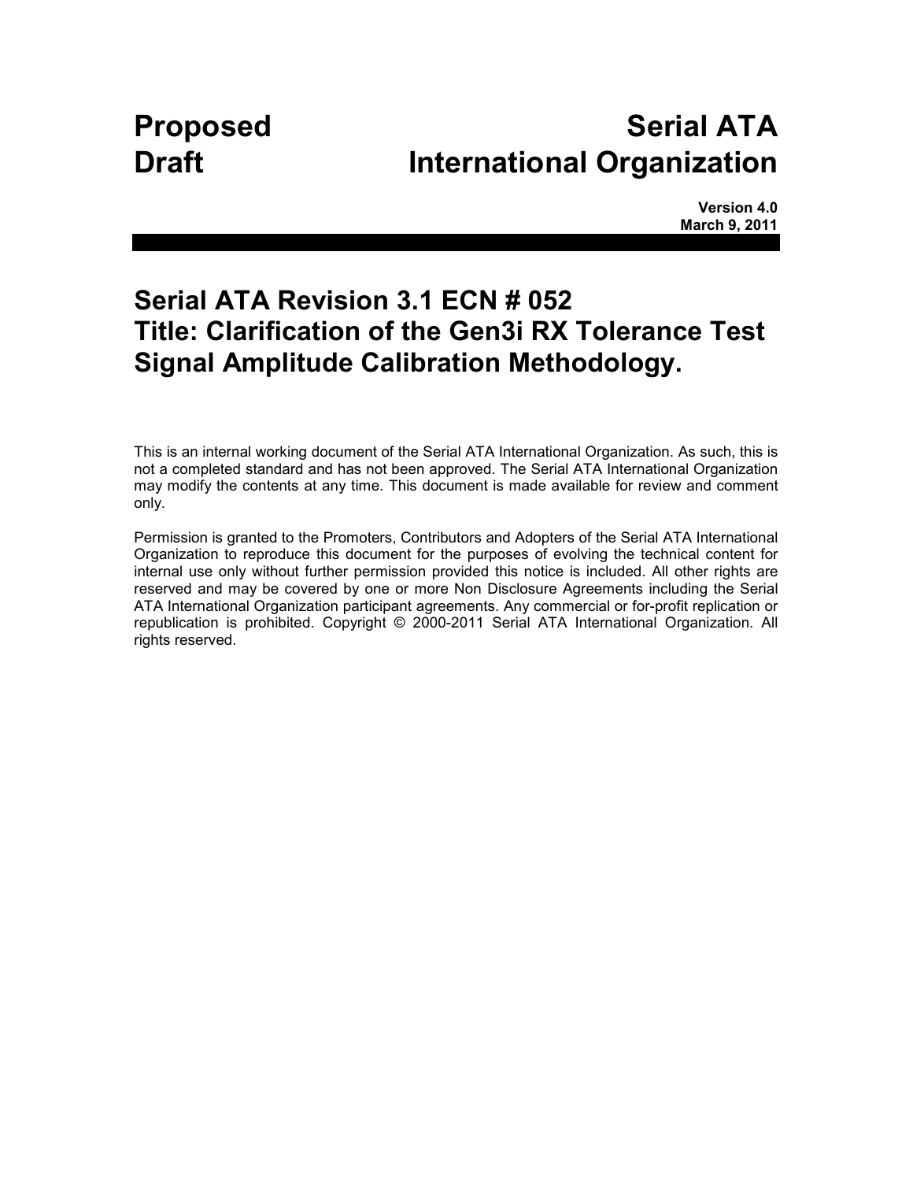**Proposed Draft** **Serial ATA International Organization**

**Version 4.0**
**March 9, 2011**

---

# Serial ATA Revision 3.1 ECN # 052
# Title: Clarification of the Gen3i RX Tolerance Test Signal Amplitude Calibration Methodology.

This is an internal working document of the Serial ATA International Organization. As such, this is not a completed standard and has not been approved. The Serial ATA International Organization may modify the contents at any time. This document is made available for review and comment only.

Permission is granted to the Promoters, Contributors and Adopters of the Serial ATA International Organization to reproduce this document for the purposes of evolving the technical content for internal use only without further permission provided this notice is included. All other rights are reserved and may be covered by one or more Non Disclosure Agreements including the Serial ATA International Organization participant agreements. Any commercial or for-profit replication or republication is prohibited. Copyright © 2000-2011 Serial ATA International Organization. All rights reserved.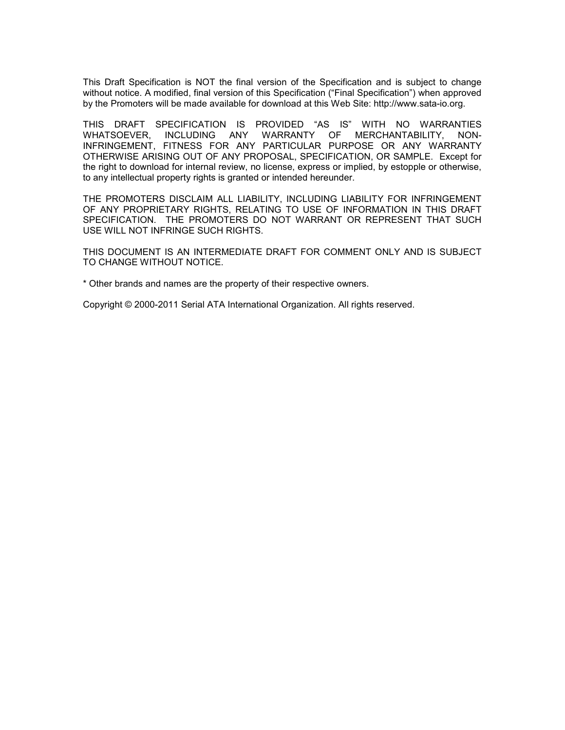This Draft Specification is NOT the final version of the Specification and is subject to change without notice. A modified, final version of this Specification ("Final Specification") when approved by the Promoters will be made available for download at this Web Site: http://www.sata-io.org.

THIS DRAFT SPECIFICATION IS PROVIDED "AS IS" WITH NO WARRANTIES WHATSOEVER, INCLUDING ANY WARRANTY OF MERCHANTABILITY, NON-INFRINGEMENT, FITNESS FOR ANY PARTICULAR PURPOSE OR ANY WARRANTY OTHERWISE ARISING OUT OF ANY PROPOSAL, SPECIFICATION, OR SAMPLE. Except for the right to download for internal review, no license, express or implied, by estopple or otherwise, to any intellectual property rights is granted or intended hereunder.

THE PROMOTERS DISCLAIM ALL LIABILITY, INCLUDING LIABILITY FOR INFRINGEMENT OF ANY PROPRIETARY RIGHTS, RELATING TO USE OF INFORMATION IN THIS DRAFT SPECIFICATION. THE PROMOTERS DO NOT WARRANT OR REPRESENT THAT SUCH USE WILL NOT INFRINGE SUCH RIGHTS.

THIS DOCUMENT IS AN INTERMEDIATE DRAFT FOR COMMENT ONLY AND IS SUBJECT TO CHANGE WITHOUT NOTICE.

* Other brands and names are the property of their respective owners.

Copyright © 2000-2011 Serial ATA International Organization. All rights reserved.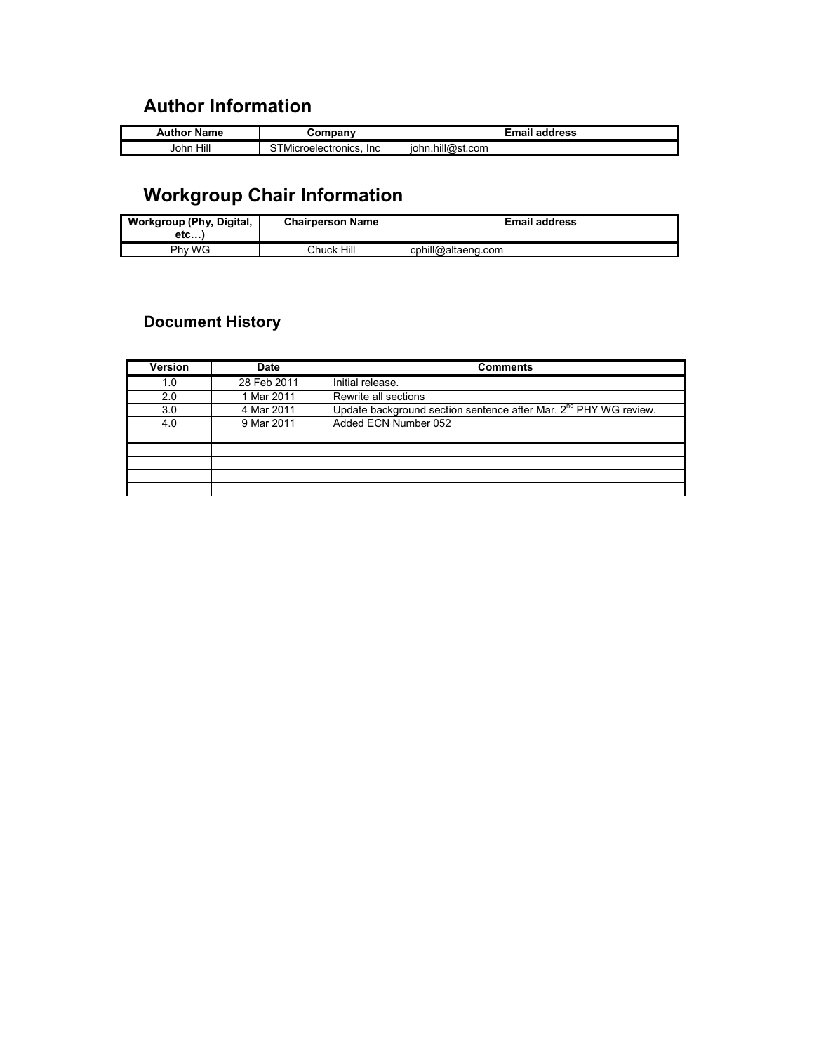## Author Information

| Author Name | Company | Email address |
|---|---|---|
| John Hill | STMicroelectronics, Inc | john.hill@st.com |

## Workgroup Chair Information

| Workgroup (Phy, Digital, etc…) | Chairperson Name | Email address |
|---|---|---|
| Phy WG | Chuck Hill | cphill@altaeng.com |

### Document History

| Version | Date | Comments |
|---|---|---|
| 1.0 | 28 Feb 2011 | Initial release. |
| 2.0 | 1 Mar 2011 | Rewrite all sections |
| 3.0 | 4 Mar 2011 | Update background section sentence after Mar. 2nd PHY WG review. |
| 4.0 | 9 Mar 2011 | Added ECN Number 052 |
| | | |
| | | |
| | | |
| | | |
| | | |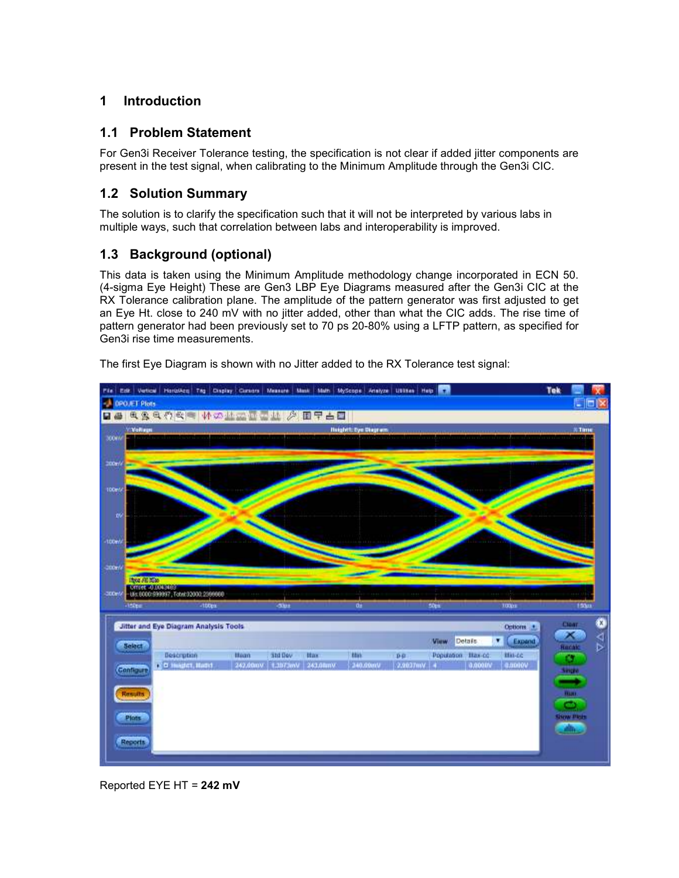# 1 Introduction

## 1.1 Problem Statement

For Gen3i Receiver Tolerance testing, the specification is not clear if added jitter components are present in the test signal, when calibrating to the Minimum Amplitude through the Gen3i CIC.

## 1.2 Solution Summary

The solution is to clarify the specification such that it will not be interpreted by various labs in multiple ways, such that correlation between labs and interoperability is improved.

## 1.3 Background (optional)

This data is taken using the Minimum Amplitude methodology change incorporated in ECN 50. (4-sigma Eye Height) These are Gen3 LBP Eye Diagrams measured after the Gen3i CIC at the RX Tolerance calibration plane. The amplitude of the pattern generator was first adjusted to get an Eye Ht. close to 240 mV with no jitter added, other than what the CIC adds. The rise time of pattern generator had been previously set to 70 ps 20-80% using a LFTP pattern, as specified for Gen3i rise time measurements.

The first Eye Diagram is shown with no Jitter added to the RX Tolerance test signal:

Reported EYE HT = **242 mV**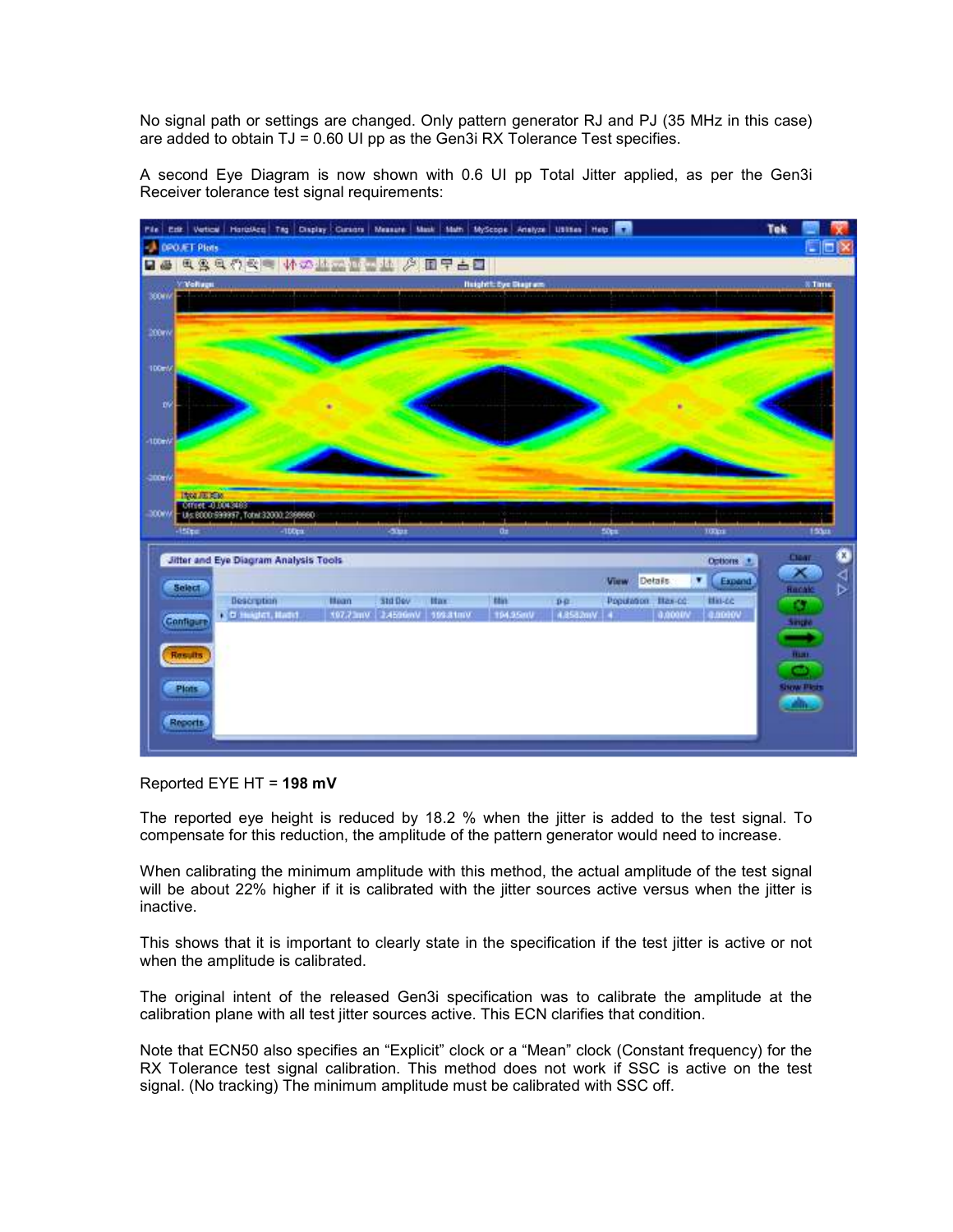No signal path or settings are changed. Only pattern generator RJ and PJ (35 MHz in this case) are added to obtain TJ = 0.60 UI pp as the Gen3i RX Tolerance Test specifies.

A second Eye Diagram is now shown with 0.6 UI pp Total Jitter applied, as per the Gen3i Receiver tolerance test signal requirements:

Reported EYE HT = **198 mV**

The reported eye height is reduced by 18.2 % when the jitter is added to the test signal. To compensate for this reduction, the amplitude of the pattern generator would need to increase.

When calibrating the minimum amplitude with this method, the actual amplitude of the test signal will be about 22% higher if it is calibrated with the jitter sources active versus when the jitter is inactive.

This shows that it is important to clearly state in the specification if the test jitter is active or not when the amplitude is calibrated.

The original intent of the released Gen3i specification was to calibrate the amplitude at the calibration plane with all test jitter sources active. This ECN clarifies that condition.

Note that ECN50 also specifies an "Explicit" clock or a "Mean" clock (Constant frequency) for the RX Tolerance test signal calibration. This method does not work if SSC is active on the test signal. (No tracking) The minimum amplitude must be calibrated with SSC off.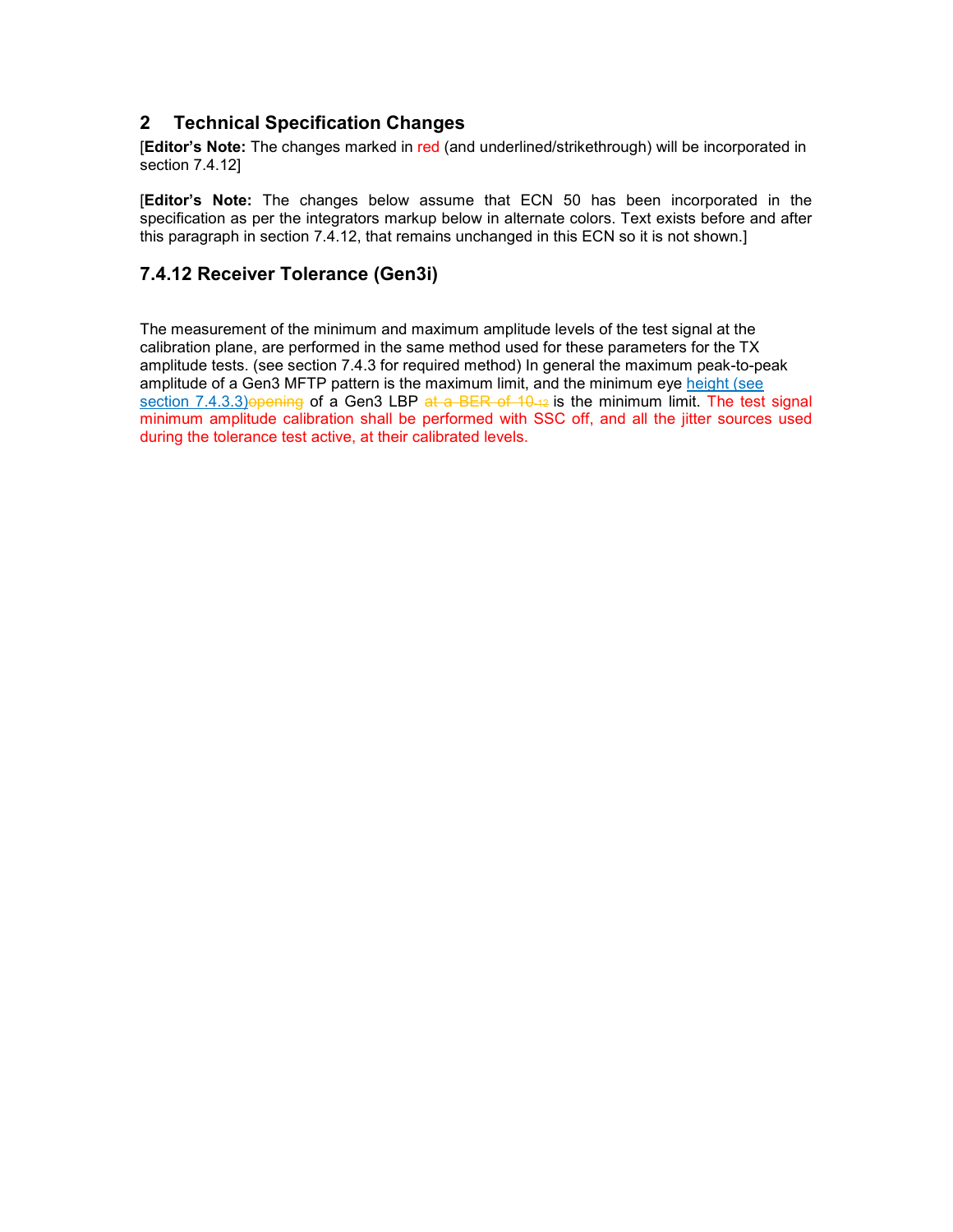## 2 Technical Specification Changes

[**Editor's Note:** The changes marked in red (and underlined/strikethrough) will be incorporated in section 7.4.12]

[**Editor's Note:** The changes below assume that ECN 50 has been incorporated in the specification as per the integrators markup below in alternate colors. Text exists before and after this paragraph in section 7.4.12, that remains unchanged in this ECN so it is not shown.]

## 7.4.12 Receiver Tolerance (Gen3i)

The measurement of the minimum and maximum amplitude levels of the test signal at the calibration plane, are performed in the same method used for these parameters for the TX amplitude tests. (see section 7.4.3 for required method) In general the maximum peak-to-peak amplitude of a Gen3 MFTP pattern is the maximum limit, and the minimum eye <u>height (see section 7.4.3.3)</u>~~opening~~ of a Gen3 LBP ~~at a BER of $10^{-12}$~~ is the minimum limit. The test signal minimum amplitude calibration shall be performed with SSC off, and all the jitter sources used during the tolerance test active, at their calibrated levels.